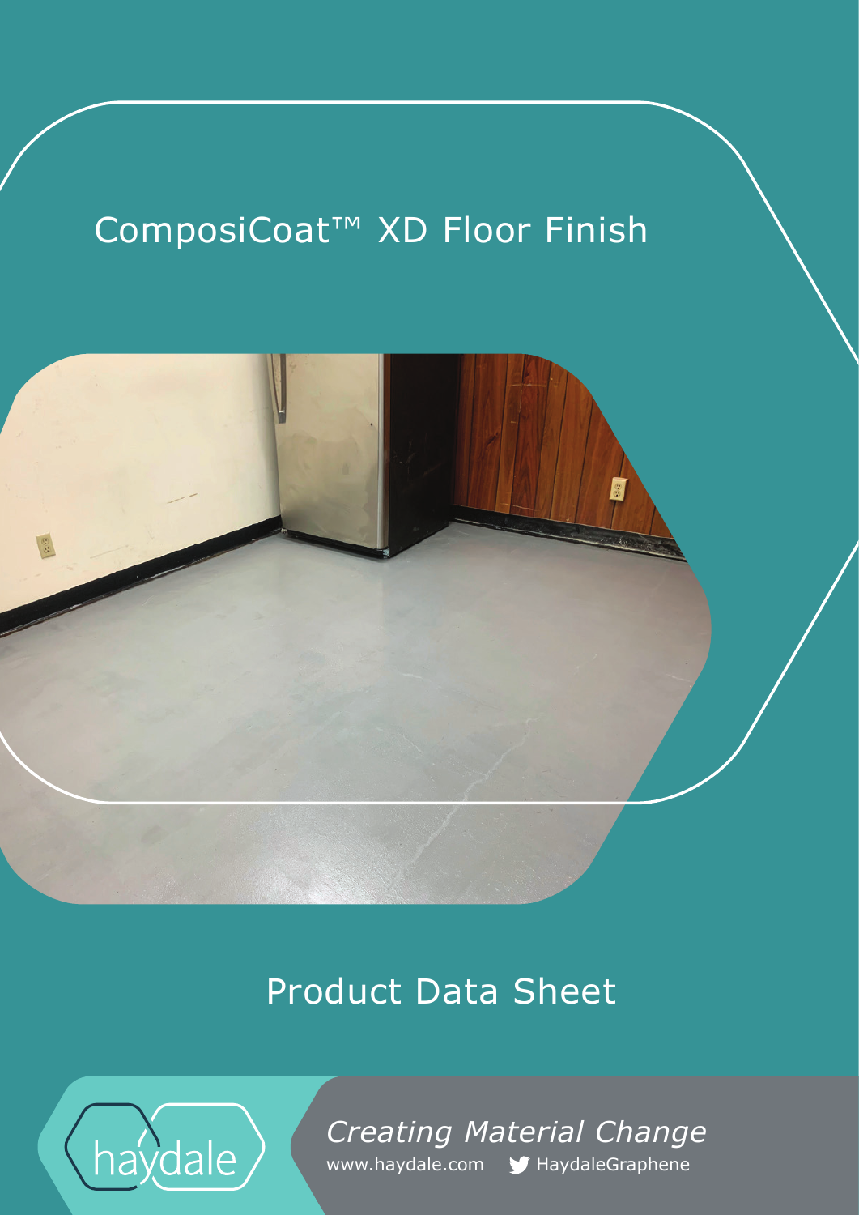# ComposiCoat™ XD Floor Finish

## Product Data Sheet

haydale

*Creating Material Change*

www.haydale.com HaydaleGraphene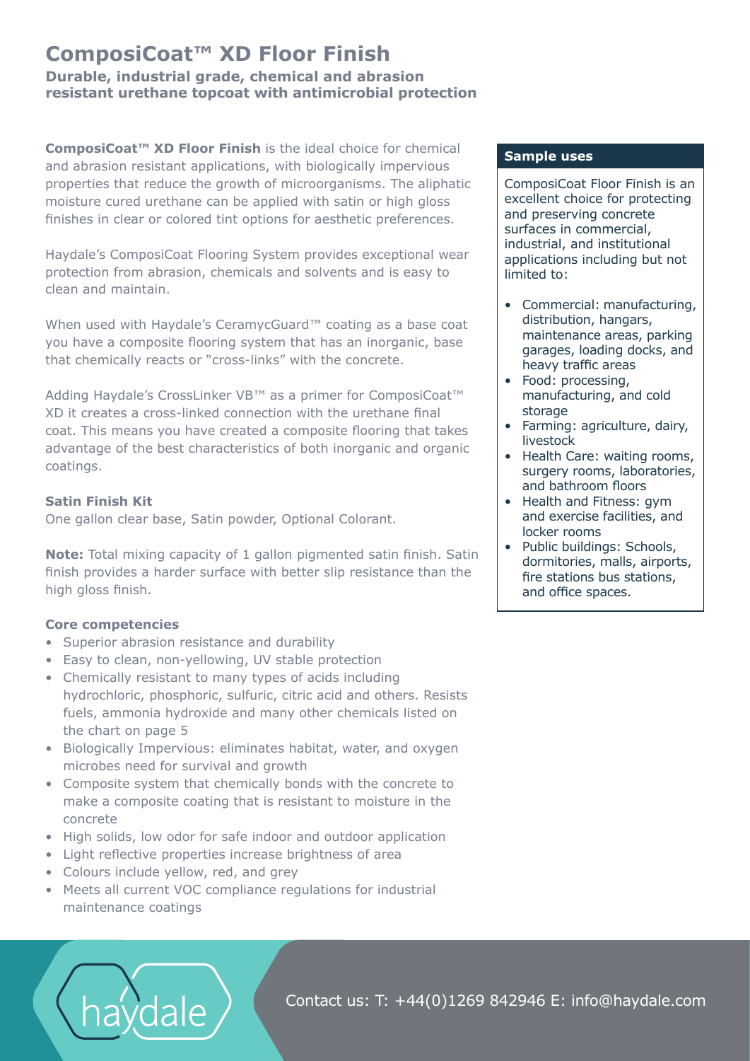# ComposiCoat™ XD Floor Finish

**Durable, industrial grade, chemical and abrasion resistant urethane topcoat with antimicrobial protection**

**ComposiCoat™ XD Floor Finish** is the ideal choice for chemical and abrasion resistant applications, with biologically impervious properties that reduce the growth of microorganisms. The aliphatic moisture cured urethane can be applied with satin or high gloss finishes in clear or colored tint options for aesthetic preferences.

Haydale's ComposiCoat Flooring System provides exceptional wear protection from abrasion, chemicals and solvents and is easy to clean and maintain.

When used with Haydale's CeramycGuard™ coating as a base coat you have a composite flooring system that has an inorganic, base that chemically reacts or "cross-links" with the concrete.

Adding Haydale's CrossLinker VB™ as a primer for ComposiCoat™ XD it creates a cross-linked connection with the urethane final coat. This means you have created a composite flooring that takes advantage of the best characteristics of both inorganic and organic coatings.

### Satin Finish Kit

One gallon clear base, Satin powder, Optional Colorant.

**Note:** Total mixing capacity of 1 gallon pigmented satin finish. Satin finish provides a harder surface with better slip resistance than the high gloss finish.

### Core competencies

- Superior abrasion resistance and durability
- Easy to clean, non-yellowing, UV stable protection
- Chemically resistant to many types of acids including hydrochloric, phosphoric, sulfuric, citric acid and others. Resists fuels, ammonia hydroxide and many other chemicals listed on the chart on page 5
- Biologically Impervious: eliminates habitat, water, and oxygen microbes need for survival and growth
- Composite system that chemically bonds with the concrete to make a composite coating that is resistant to moisture in the concrete
- High solids, low odor for safe indoor and outdoor application
- Light reflective properties increase brightness of area
- Colours include yellow, red, and grey
- Meets all current VOC compliance regulations for industrial maintenance coatings

### Sample uses

ComposiCoat Floor Finish is an excellent choice for protecting and preserving concrete surfaces in commercial, industrial, and institutional applications including but not limited to:

- Commercial: manufacturing, distribution, hangars, maintenance areas, parking garages, loading docks, and heavy traffic areas
- Food: processing, manufacturing, and cold storage
- Farming: agriculture, dairy, livestock
- Health Care: waiting rooms, surgery rooms, laboratories, and bathroom floors
- Health and Fitness: gym and exercise facilities, and locker rooms
- Public buildings: Schools, dormitories, malls, airports, fire stations bus stations, and office spaces.

Contact us: T: +44(0)1269 842946 E: info@haydale.com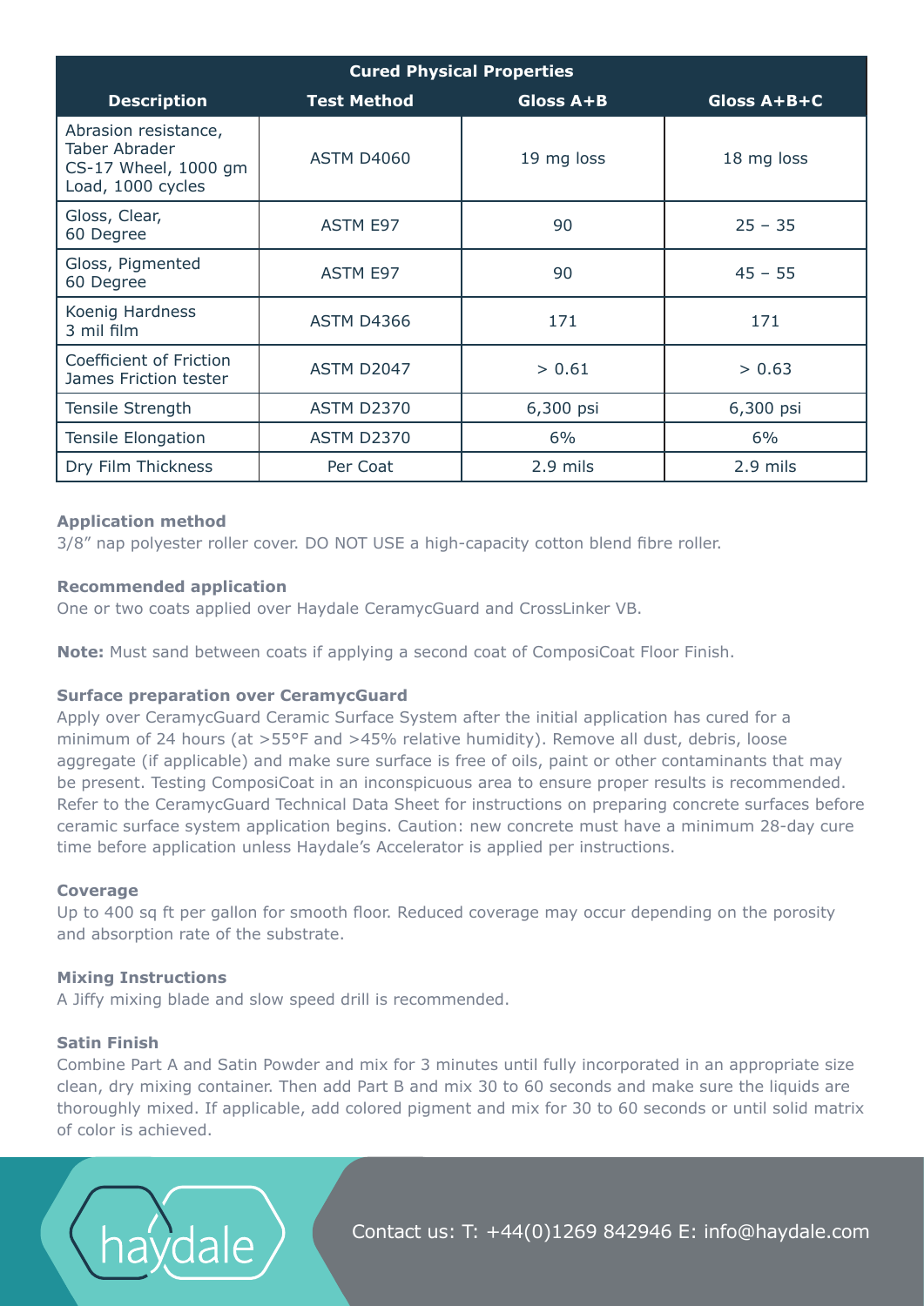| Cured Physical Properties | | | |
|---|---|---|---|
| **Description** | **Test Method** | **Gloss A+B** | **Gloss A+B+C** |
| Abrasion resistance, Taber Abrader CS-17 Wheel, 1000 gm Load, 1000 cycles | ASTM D4060 | 19 mg loss | 18 mg loss |
| Gloss, Clear, 60 Degree | ASTM E97 | 90 | 25 – 35 |
| Gloss, Pigmented 60 Degree | ASTM E97 | 90 | 45 – 55 |
| Koenig Hardness 3 mil film | ASTM D4366 | 171 | 171 |
| Coefficient of Friction James Friction tester | ASTM D2047 | > 0.61 | > 0.63 |
| Tensile Strength | ASTM D2370 | 6,300 psi | 6,300 psi |
| Tensile Elongation | ASTM D2370 | 6% | 6% |
| Dry Film Thickness | Per Coat | 2.9 mils | 2.9 mils |

**Application method**

3/8" nap polyester roller cover. DO NOT USE a high-capacity cotton blend fibre roller.

**Recommended application**

One or two coats applied over Haydale CeramycGuard and CrossLinker VB.

**Note:** Must sand between coats if applying a second coat of ComposiCoat Floor Finish.

**Surface preparation over CeramycGuard**

Apply over CeramycGuard Ceramic Surface System after the initial application has cured for a minimum of 24 hours (at >55°F and >45% relative humidity). Remove all dust, debris, loose aggregate (if applicable) and make sure surface is free of oils, paint or other contaminants that may be present. Testing ComposiCoat in an inconspicuous area to ensure proper results is recommended. Refer to the CeramycGuard Technical Data Sheet for instructions on preparing concrete surfaces before ceramic surface system application begins. Caution: new concrete must have a minimum 28-day cure time before application unless Haydale's Accelerator is applied per instructions.

**Coverage**

Up to 400 sq ft per gallon for smooth floor. Reduced coverage may occur depending on the porosity and absorption rate of the substrate.

**Mixing Instructions**

A Jiffy mixing blade and slow speed drill is recommended.

**Satin Finish**

Combine Part A and Satin Powder and mix for 3 minutes until fully incorporated in an appropriate size clean, dry mixing container. Then add Part B and mix 30 to 60 seconds and make sure the liquids are thoroughly mixed. If applicable, add colored pigment and mix for 30 to 60 seconds or until solid matrix of color is achieved.

haydale

Contact us: T: +44(0)1269 842946 E: info@haydale.com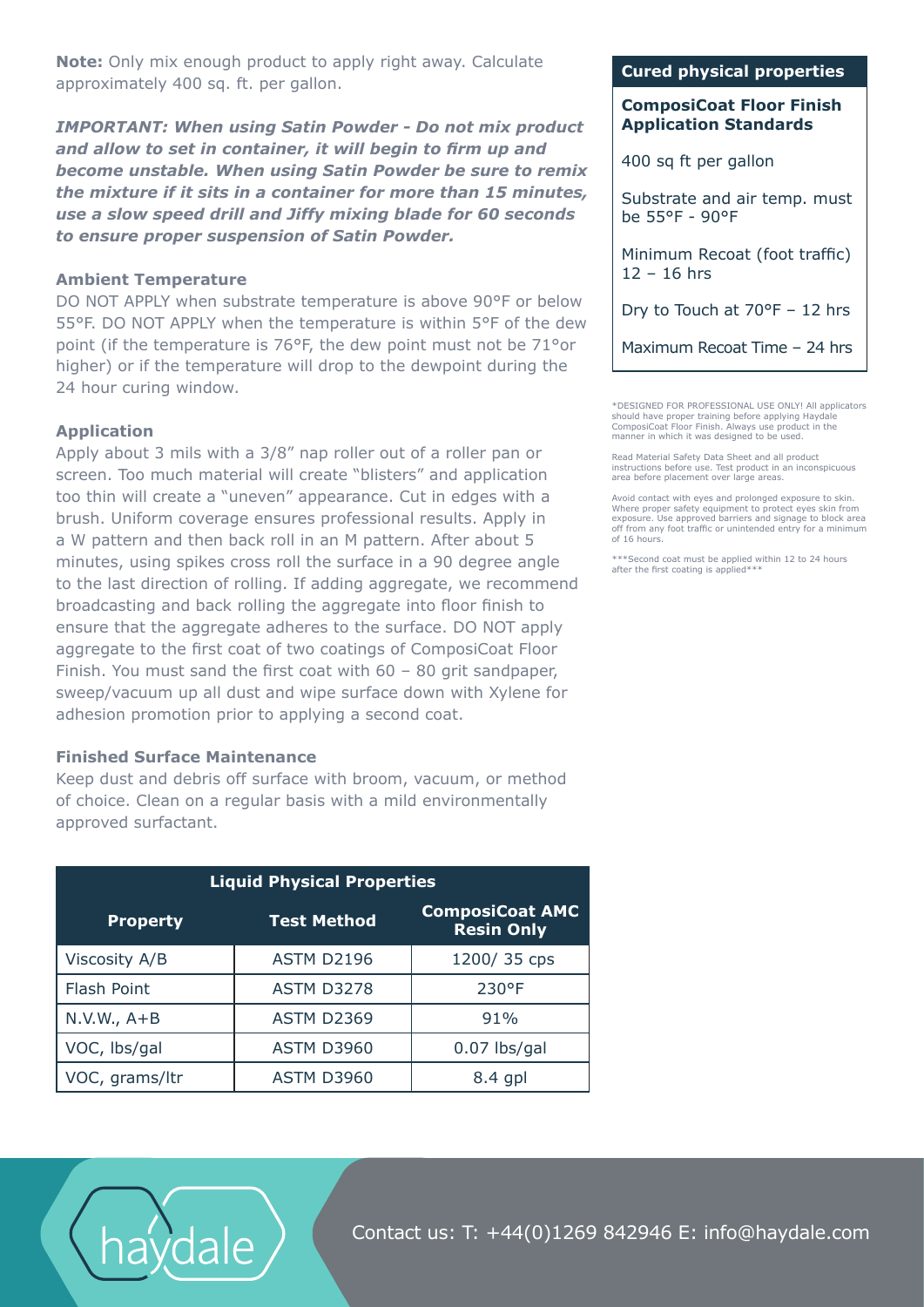**Note:** Only mix enough product to apply right away. Calculate approximately 400 sq. ft. per gallon.

***IMPORTANT: When using Satin Powder - Do not mix product and allow to set in container, it will begin to firm up and become unstable. When using Satin Powder be sure to remix the mixture if it sits in a container for more than 15 minutes, use a slow speed drill and Jiffy mixing blade for 60 seconds to ensure proper suspension of Satin Powder.***

### Ambient Temperature

DO NOT APPLY when substrate temperature is above 90°F or below 55°F. DO NOT APPLY when the temperature is within 5°F of the dew point (if the temperature is 76°F, the dew point must not be 71°or higher) or if the temperature will drop to the dewpoint during the 24 hour curing window.

### Application

Apply about 3 mils with a 3/8" nap roller out of a roller pan or screen. Too much material will create "blisters" and application too thin will create a "uneven" appearance. Cut in edges with a brush. Uniform coverage ensures professional results. Apply in a W pattern and then back roll in an M pattern. After about 5 minutes, using spikes cross roll the surface in a 90 degree angle to the last direction of rolling. If adding aggregate, we recommend broadcasting and back rolling the aggregate into floor finish to ensure that the aggregate adheres to the surface. DO NOT apply aggregate to the first coat of two coatings of ComposiCoat Floor Finish. You must sand the first coat with 60 – 80 grit sandpaper, sweep/vacuum up all dust and wipe surface down with Xylene for adhesion promotion prior to applying a second coat.

### Finished Surface Maintenance

Keep dust and debris off surface with broom, vacuum, or method of choice. Clean on a regular basis with a mild environmentally approved surfactant.

| Liquid Physical Properties | | |
|---|---|---|
| **Property** | **Test Method** | **ComposiCoat AMC Resin Only** |
| Viscosity A/B | ASTM D2196 | 1200/ 35 cps |
| Flash Point | ASTM D3278 | 230°F |
| N.V.W., A+B | ASTM D2369 | 91% |
| VOC, lbs/gal | ASTM D3960 | 0.07 lbs/gal |
| VOC, grams/ltr | ASTM D3960 | 8.4 gpl |

### Cured physical properties

**ComposiCoat Floor Finish Application Standards**

400 sq ft per gallon

Substrate and air temp. must be 55°F - 90°F

Minimum Recoat (foot traffic) 12 – 16 hrs

Dry to Touch at 70°F – 12 hrs

Maximum Recoat Time – 24 hrs

*DESIGNED FOR PROFESSIONAL USE ONLY! All applicators should have proper training before applying Haydale ComposiCoat Floor Finish. Always use product in the manner in which it was designed to be used.

Read Material Safety Data Sheet and all product instructions before use. Test product in an inconspicuous area before placement over large areas.

Avoid contact with eyes and prolonged exposure to skin. Where proper safety equipment to protect eyes skin from exposure. Use approved barriers and signage to block area off from any foot traffic or unintended entry for a minimum of 16 hours.

***Second coat must be applied within 12 to 24 hours after the first coating is applied***

haydale

Contact us: T: +44(0)1269 842946 E: info@haydale.com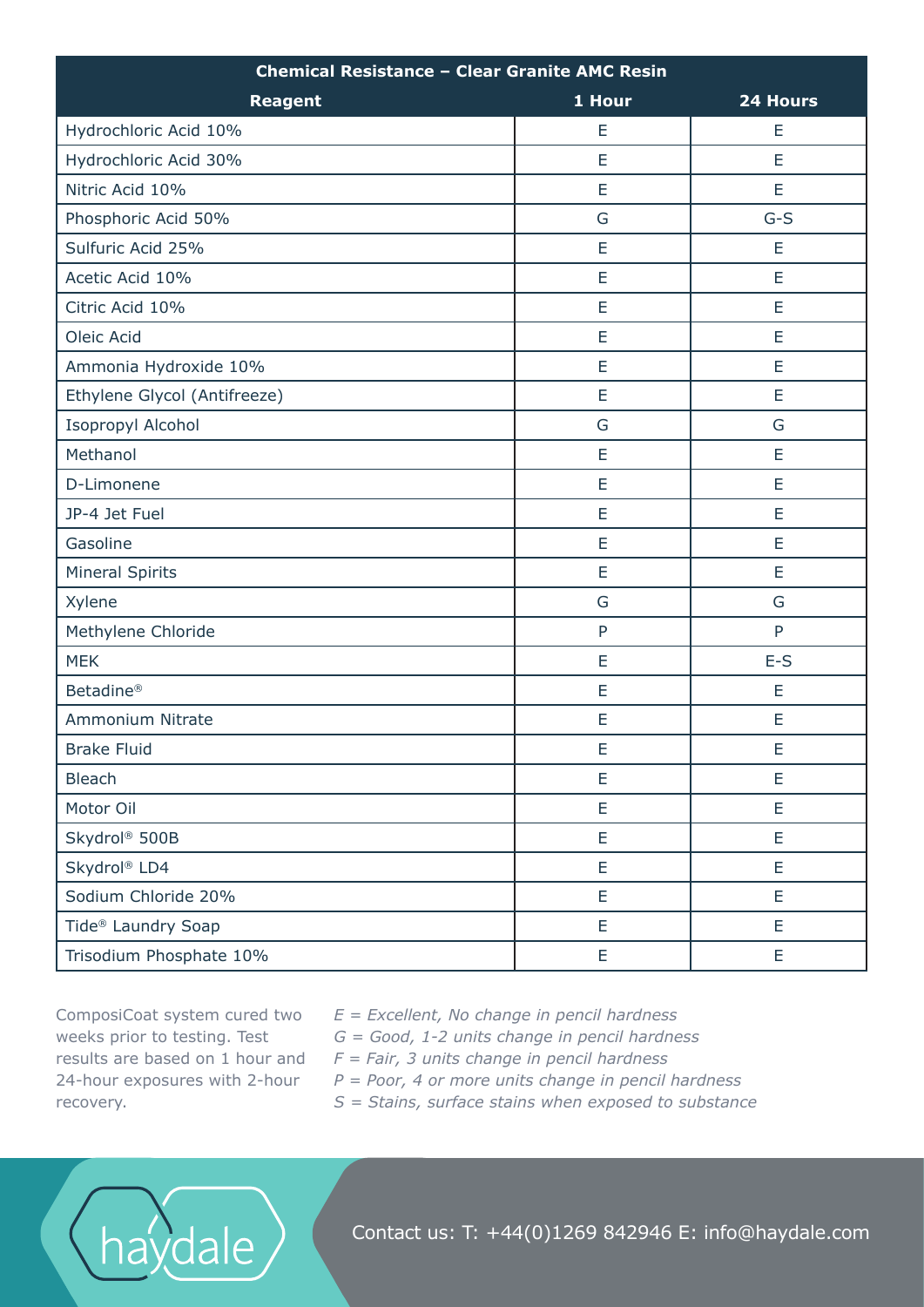| Chemical Resistance – Clear Granite AMC Resin | | |
|---|---|---|
| **Reagent** | **1 Hour** | **24 Hours** |
| Hydrochloric Acid 10% | E | E |
| Hydrochloric Acid 30% | E | E |
| Nitric Acid 10% | E | E |
| Phosphoric Acid 50% | G | G-S |
| Sulfuric Acid 25% | E | E |
| Acetic Acid 10% | E | E |
| Citric Acid 10% | E | E |
| Oleic Acid | E | E |
| Ammonia Hydroxide 10% | E | E |
| Ethylene Glycol (Antifreeze) | E | E |
| Isopropyl Alcohol | G | G |
| Methanol | E | E |
| D-Limonene | E | E |
| JP-4 Jet Fuel | E | E |
| Gasoline | E | E |
| Mineral Spirits | E | E |
| Xylene | G | G |
| Methylene Chloride | P | P |
| MEK | E | E-S |
| Betadine® | E | E |
| Ammonium Nitrate | E | E |
| Brake Fluid | E | E |
| Bleach | E | E |
| Motor Oil | E | E |
| Skydrol® 500B | E | E |
| Skydrol® LD4 | E | E |
| Sodium Chloride 20% | E | E |
| Tide® Laundry Soap | E | E |
| Trisodium Phosphate 10% | E | E |

ComposiCoat system cured two weeks prior to testing. Test results are based on 1 hour and 24-hour exposures with 2-hour recovery.

*E = Excellent, No change in pencil hardness*
*G = Good, 1-2 units change in pencil hardness*
*F = Fair, 3 units change in pencil hardness*
*P = Poor, 4 or more units change in pencil hardness*
*S = Stains, surface stains when exposed to substance*

haydale

Contact us: T: +44(0)1269 842946 E: info@haydale.com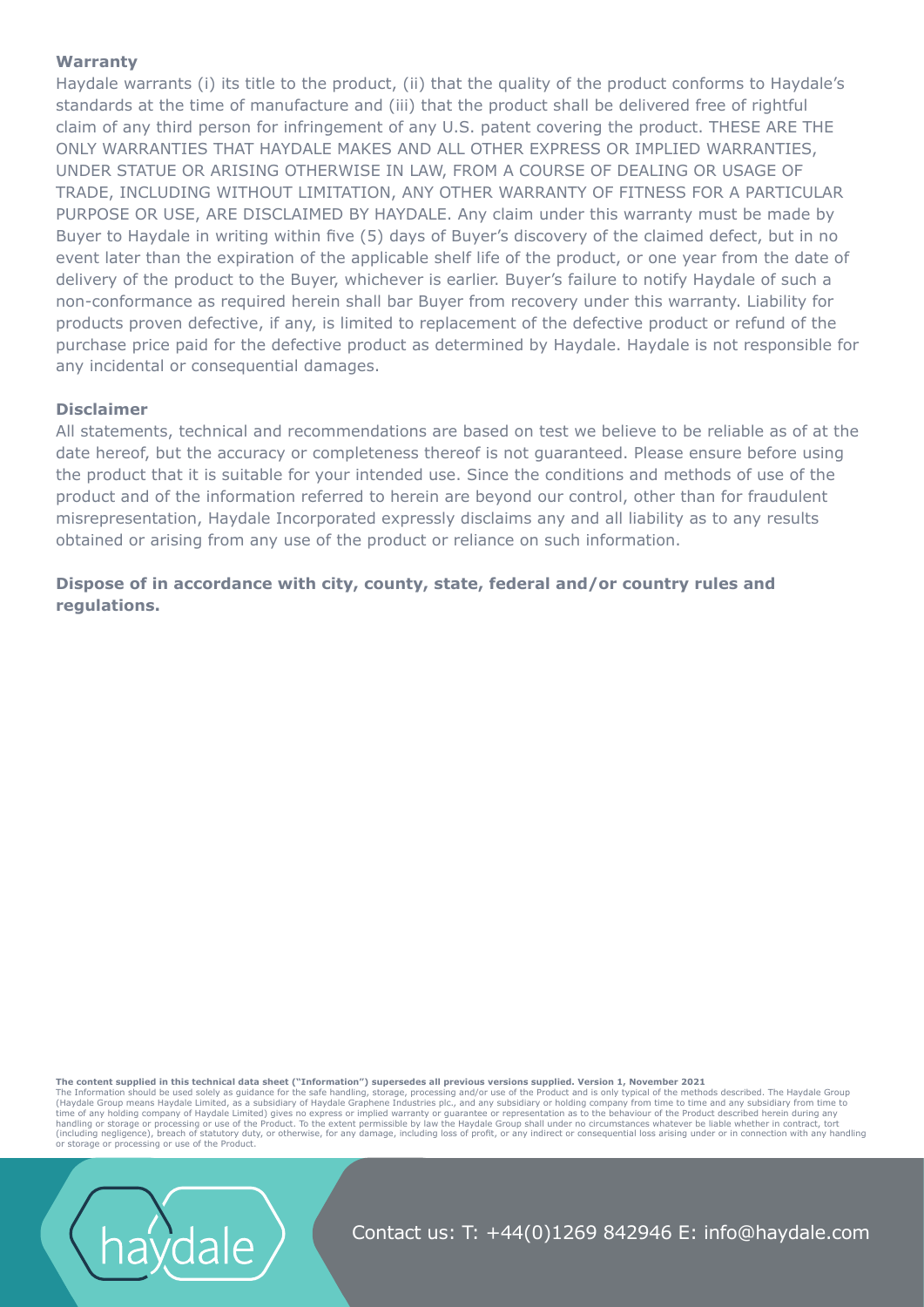**Warranty**

Haydale warrants (i) its title to the product, (ii) that the quality of the product conforms to Haydale's standards at the time of manufacture and (iii) that the product shall be delivered free of rightful claim of any third person for infringement of any U.S. patent covering the product. THESE ARE THE ONLY WARRANTIES THAT HAYDALE MAKES AND ALL OTHER EXPRESS OR IMPLIED WARRANTIES, UNDER STATUE OR ARISING OTHERWISE IN LAW, FROM A COURSE OF DEALING OR USAGE OF TRADE, INCLUDING WITHOUT LIMITATION, ANY OTHER WARRANTY OF FITNESS FOR A PARTICULAR PURPOSE OR USE, ARE DISCLAIMED BY HAYDALE. Any claim under this warranty must be made by Buyer to Haydale in writing within five (5) days of Buyer's discovery of the claimed defect, but in no event later than the expiration of the applicable shelf life of the product, or one year from the date of delivery of the product to the Buyer, whichever is earlier. Buyer's failure to notify Haydale of such a non-conformance as required herein shall bar Buyer from recovery under this warranty. Liability for products proven defective, if any, is limited to replacement of the defective product or refund of the purchase price paid for the defective product as determined by Haydale. Haydale is not responsible for any incidental or consequential damages.

**Disclaimer**

All statements, technical and recommendations are based on test we believe to be reliable as of at the date hereof, but the accuracy or completeness thereof is not guaranteed. Please ensure before using the product that it is suitable for your intended use. Since the conditions and methods of use of the product and of the information referred to herein are beyond our control, other than for fraudulent misrepresentation, Haydale Incorporated expressly disclaims any and all liability as to any results obtained or arising from any use of the product or reliance on such information.

**Dispose of in accordance with city, county, state, federal and/or country rules and regulations.**

**The content supplied in this technical data sheet ("Information") supersedes all previous versions supplied. Version 1, November 2021**
The Information should be used solely as guidance for the safe handling, storage, processing and/or use of the Product and is only typical of the methods described. The Haydale Group (Haydale Group means Haydale Limited, as a subsidiary of Haydale Graphene Industries plc., and any subsidiary or holding company from time to time and any subsidiary from time to time of any holding company of Haydale Limited) gives no express or implied warranty or guarantee or representation as to the behaviour of the Product described herein during any handling or storage or processing or use of the Product. To the extent permissible by law the Haydale Group shall under no circumstances whatever be liable whether in contract, tort (including negligence), breach of statutory duty, or otherwise, for any damage, including loss of profit, or any indirect or consequential loss arising under or in connection with any handling or storage or processing or use of the Product.

haydale

Contact us: T: +44(0)1269 842946 E: info@haydale.com